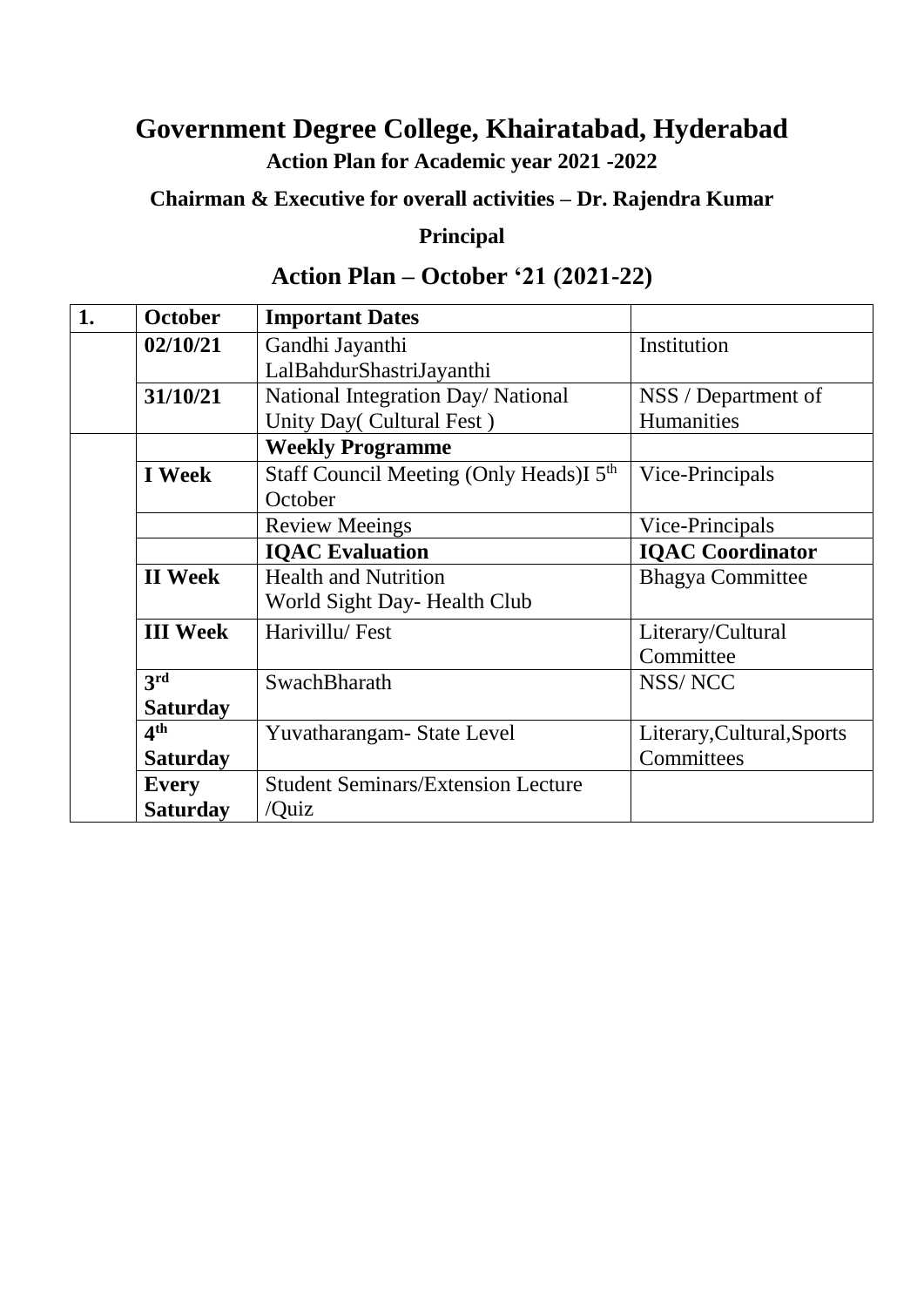# Government Degree College, Khairatabad, Hyderabad

**Action Plan for Academic year 2021 -2022**

**Chairman & Executive for overall activities – Dr. Rajendra Kumar**

**Principal**

## Action Plan – October '21 (2021-22)

| **1.** | **October** | **Important Dates** | |
|---|---|---|---|
| | **02/10/21** | Gandhi Jayanthi LalBahdurShastriJayanthi | Institution |
| | **31/10/21** | National Integration Day/ National Unity Day( Cultural Fest ) | NSS / Department of Humanities |
| | | **Weekly Programme** | |
| | **I Week** | Staff Council Meeting (Only Heads)I 5th October | Vice-Principals |
| | | Review Meeings | Vice-Principals |
| | | **IQAC Evaluation** | **IQAC Coordinator** |
| | **II Week** | Health and Nutrition World Sight Day- Health Club | Bhagya Committee |
| | **III Week** | Harivillu/ Fest | Literary/Cultural Committee |
| | **3rd Saturday** | SwachBharath | NSS/ NCC |
| | **4th Saturday** | Yuvatharangam- State Level | Literary,Cultural,Sports Committees |
| | **Every Saturday** | Student Seminars/Extension Lecture /Quiz | |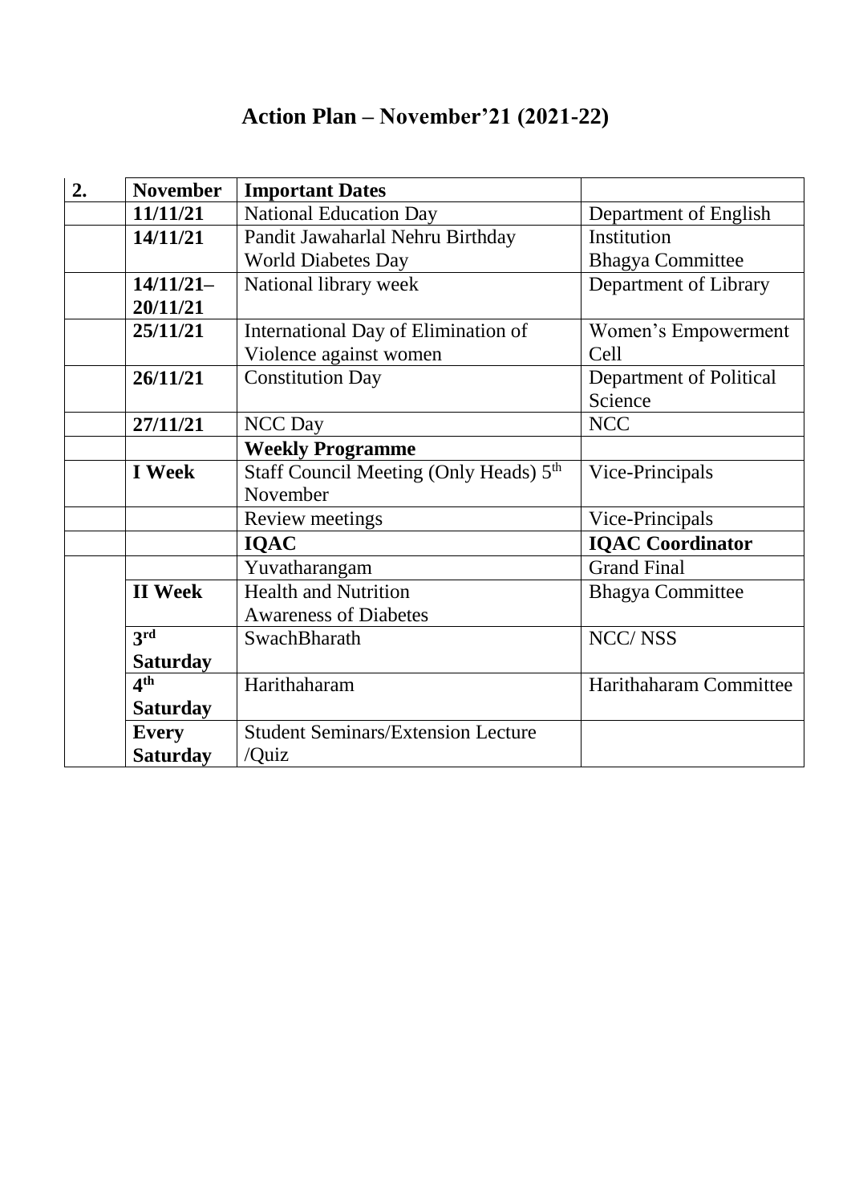# Action Plan – November'21 (2021-22)

| 2. | November | Important Dates | |
|---|---|---|---|
| | 11/11/21 | National Education Day | Department of English |
| | 14/11/21 | Pandit Jawaharlal Nehru Birthday<br>World Diabetes Day | Institution<br>Bhagya Committee |
| | 14/11/21–20/11/21 | National library week | Department of Library |
| | 25/11/21 | International Day of Elimination of Violence against women | Women's Empowerment Cell |
| | 26/11/21 | Constitution Day | Department of Political Science |
| | 27/11/21 | NCC Day | NCC |
| | | **Weekly Programme** | |
| | **I Week** | Staff Council Meeting (Only Heads) 5th November | Vice-Principals |
| | | Review meetings | Vice-Principals |
| | | **IQAC** | **IQAC Coordinator** |
| | | Yuvatharangam | Grand Final |
| | **II Week** | Health and Nutrition<br>Awareness of Diabetes | Bhagya Committee |
| | **3rd Saturday** | SwachBharath | NCC/ NSS |
| | **4th Saturday** | Harithaharam | Harithaharam Committee |
| | **Every Saturday** | Student Seminars/Extension Lecture /Quiz | |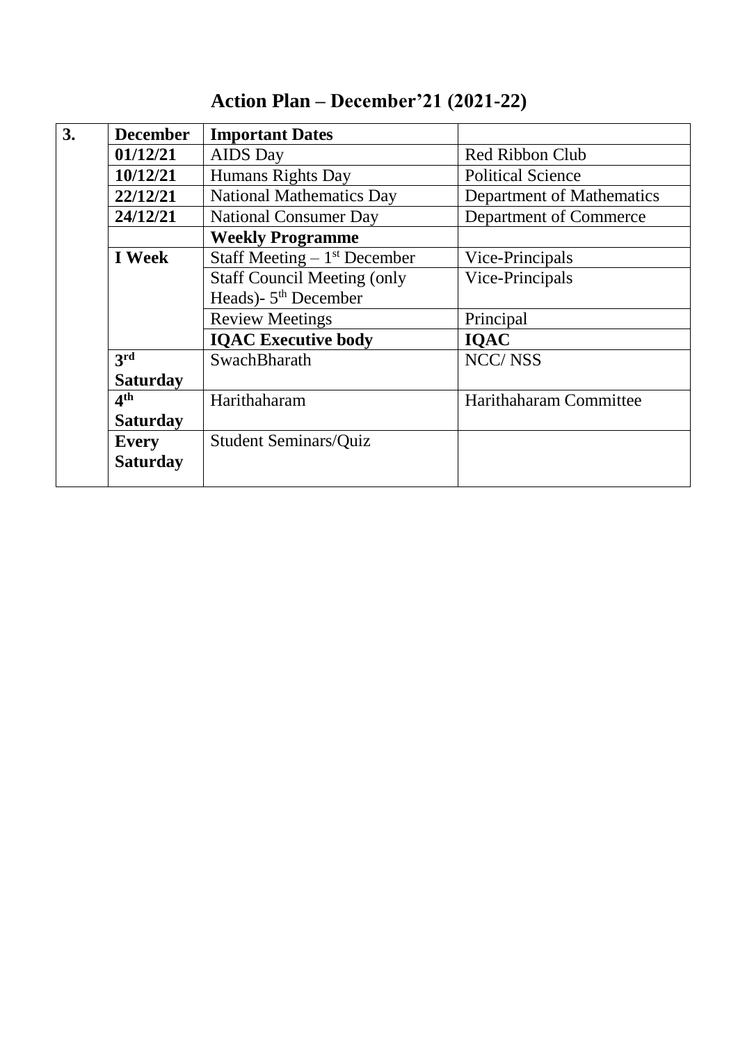# Action Plan – December'21 (2021-22)

| **3.** | **December** | **Important Dates** | |
|---|---|---|---|
| | **01/12/21** | AIDS Day | Red Ribbon Club |
| | **10/12/21** | Humans Rights Day | Political Science |
| | **22/12/21** | National Mathematics Day | Department of Mathematics |
| | **24/12/21** | National Consumer Day | Department of Commerce |
| | | **Weekly Programme** | |
| | **I Week** | Staff Meeting – 1st December | Vice-Principals |
| | | Staff Council Meeting (only Heads)- 5th December | Vice-Principals |
| | | Review Meetings | Principal |
| | | **IQAC Executive body** | **IQAC** |
| | **3rd Saturday** | SwachBharath | NCC/ NSS |
| | **4th Saturday** | Harithaharam | Harithaharam Committee |
| | **Every Saturday** | Student Seminars/Quiz | |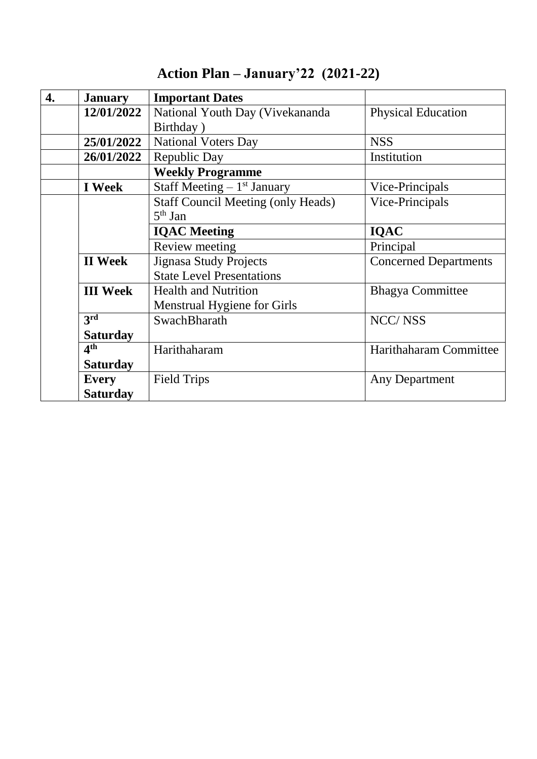# Action Plan – January'22 (2021-22)

| **4.** | **January** | **Important Dates** | |
|---|---|---|---|
| | **12/01/2022** | National Youth Day (Vivekananda Birthday ) | Physical Education |
| | **25/01/2022** | National Voters Day | NSS |
| | **26/01/2022** | Republic Day | Institution |
| | | **Weekly Programme** | |
| | **I Week** | Staff Meeting – 1st January | Vice-Principals |
| | | Staff Council Meeting (only Heads) 5th Jan | Vice-Principals |
| | | **IQAC Meeting** | **IQAC** |
| | | Review meeting | Principal |
| | **II Week** | Jignasa Study Projects<br>State Level Presentations | Concerned Departments |
| | **III Week** | Health and Nutrition<br>Menstrual Hygiene for Girls | Bhagya Committee |
| | **3rd Saturday** | SwachBharath | NCC/ NSS |
| | **4th Saturday** | Harithaharam | Harithaharam Committee |
| | **Every Saturday** | Field Trips | Any Department |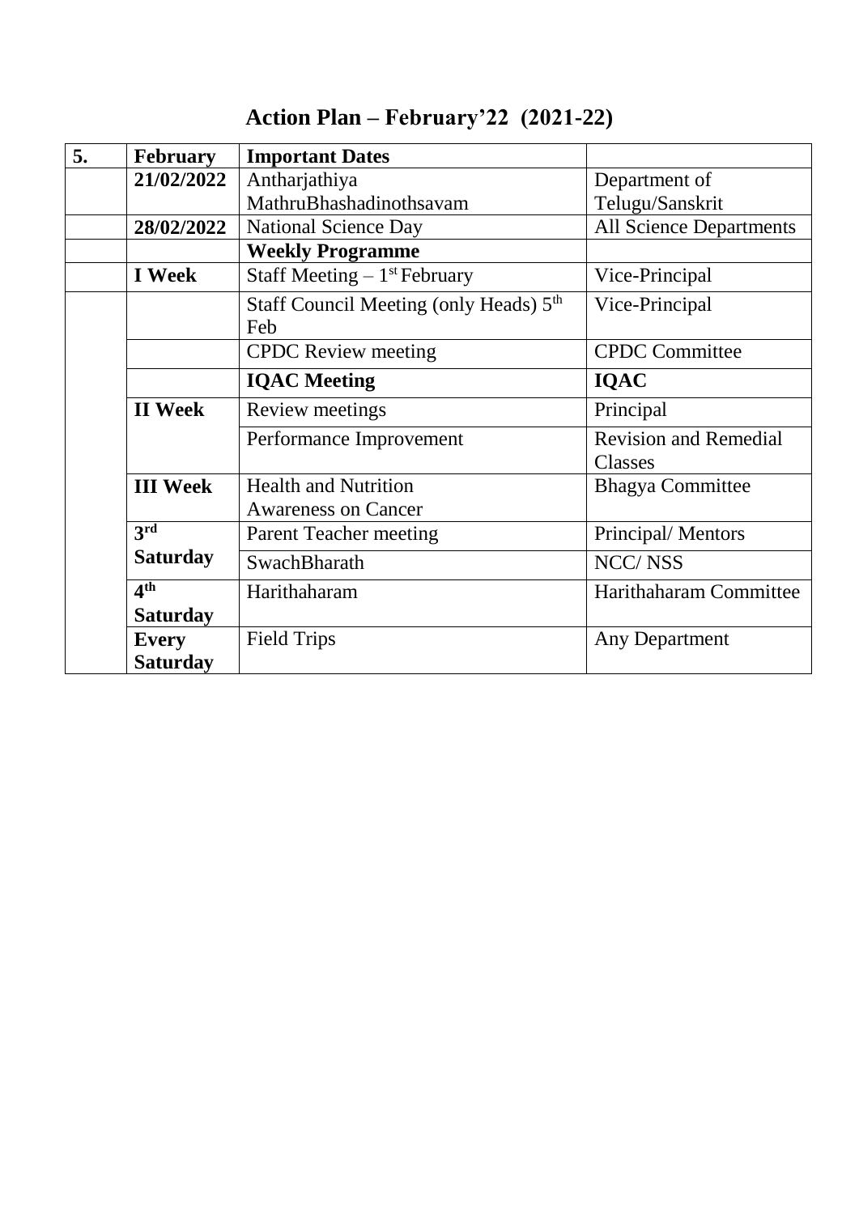# Action Plan – February'22 (2021-22)

| 5. | February | Important Dates | |
|---|---|---|---|
| | 21/02/2022 | Antharjathiya MathruBhashadinothsavam | Department of Telugu/Sanskrit |
| | 28/02/2022 | National Science Day | All Science Departments |
| | | **Weekly Programme** | |
| | **I Week** | Staff Meeting – 1st February | Vice-Principal |
| | | Staff Council Meeting (only Heads) 5th Feb | Vice-Principal |
| | | CPDC Review meeting | CPDC Committee |
| | | **IQAC Meeting** | **IQAC** |
| | **II Week** | Review meetings | Principal |
| | | Performance Improvement | Revision and Remedial Classes |
| | **III Week** | Health and Nutrition Awareness on Cancer | Bhagya Committee |
| | **3rd Saturday** | Parent Teacher meeting | Principal/ Mentors |
| | | SwachBharath | NCC/ NSS |
| | **4th Saturday** | Harithaharam | Harithaharam Committee |
| | **Every Saturday** | Field Trips | Any Department |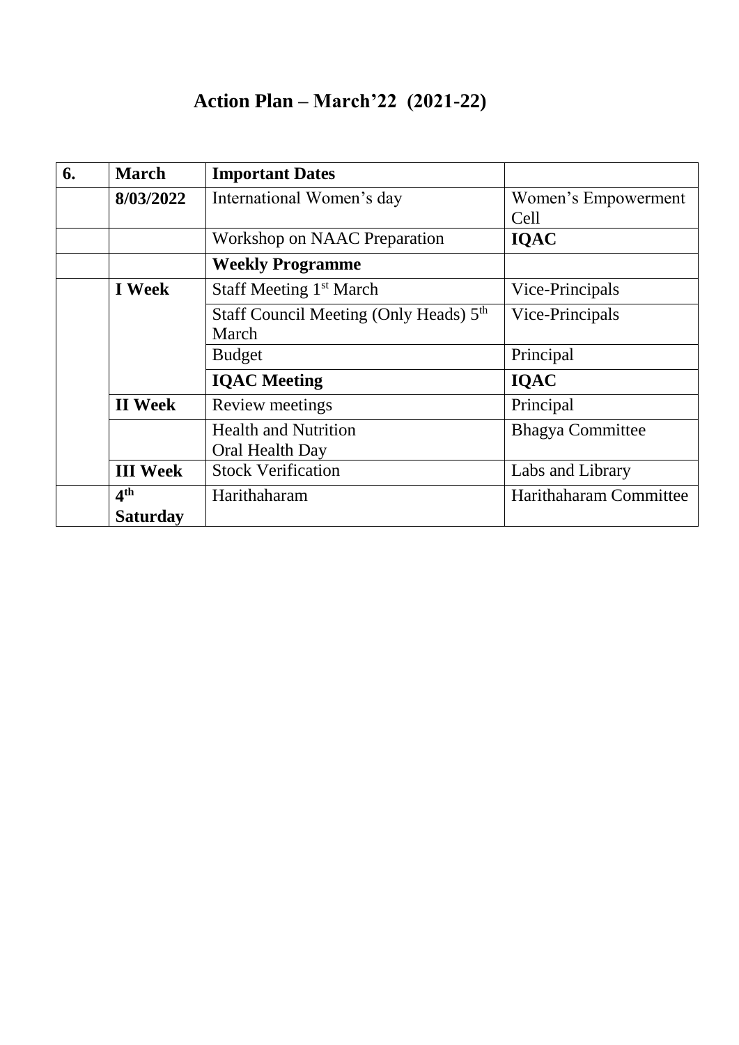# Action Plan – March'22 (2021-22)

| 6. | March | Important Dates | |
|---|---|---|---|
| | 8/03/2022 | International Women's day | Women's Empowerment Cell |
| | | Workshop on NAAC Preparation | **IQAC** |
| | | **Weekly Programme** | |
| | **I Week** | Staff Meeting 1st March | Vice-Principals |
| | | Staff Council Meeting (Only Heads) 5th March | Vice-Principals |
| | | Budget | Principal |
| | | **IQAC Meeting** | **IQAC** |
| | **II Week** | Review meetings | Principal |
| | | Health and Nutrition<br>Oral Health Day | Bhagya Committee |
| | **III Week** | Stock Verification | Labs and Library |
| | **4th Saturday** | Harithaharam | Harithaharam Committee |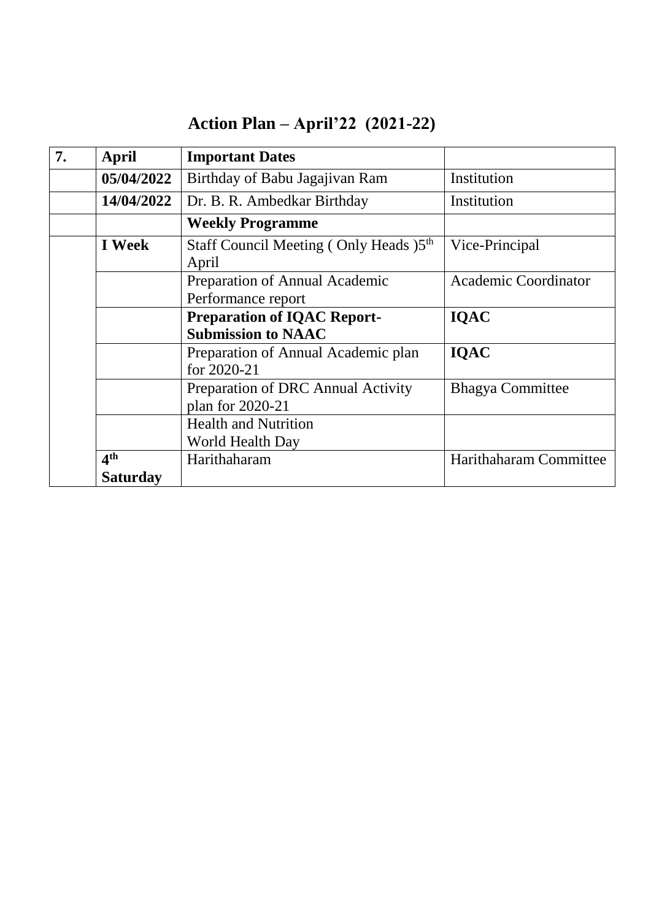# Action Plan – April'22 (2021-22)

| 7. | April | Important Dates | |
|---|---|---|---|
| | **05/04/2022** | Birthday of Babu Jagajivan Ram | Institution |
| | **14/04/2022** | Dr. B. R. Ambedkar Birthday | Institution |
| | | **Weekly Programme** | |
| | **I Week** | Staff Council Meeting ( Only Heads )5th April | Vice-Principal |
| | | Preparation of Annual Academic Performance report | Academic Coordinator |
| | | **Preparation of IQAC Report-Submission to NAAC** | **IQAC** |
| | | Preparation of Annual Academic plan for 2020-21 | **IQAC** |
| | | Preparation of DRC Annual Activity plan for 2020-21 | Bhagya Committee |
| | | Health and Nutrition World Health Day | |
| | **4th Saturday** | Harithaharam | Harithaharam Committee |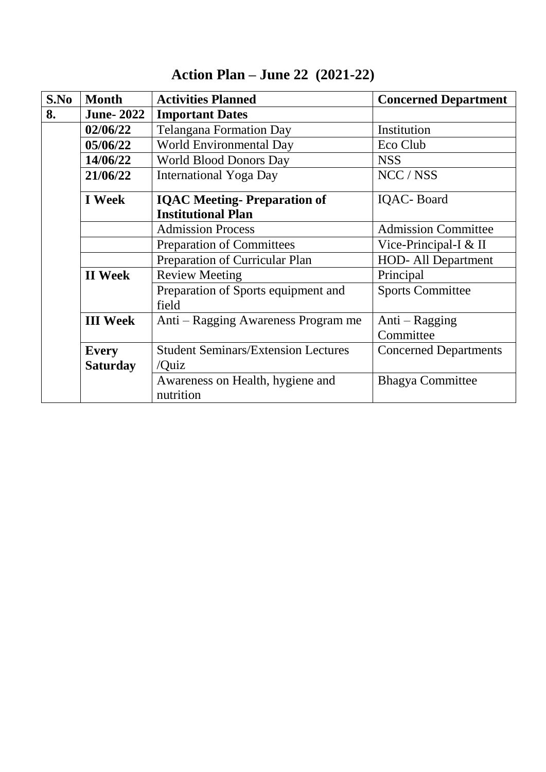# Action Plan – June 22 (2021-22)

| S.No | Month | Activities Planned | Concerned Department |
|---|---|---|---|
| **8.** | **June- 2022** | **Important Dates** | |
| | **02/06/22** | Telangana Formation Day | Institution |
| | **05/06/22** | World Environmental Day | Eco Club |
| | **14/06/22** | World Blood Donors Day | NSS |
| | **21/06/22** | International Yoga Day | NCC / NSS |
| | **I Week** | **IQAC Meeting- Preparation of Institutional Plan** | IQAC- Board |
| | | Admission Process | Admission Committee |
| | | Preparation of Committees | Vice-Principal-I & II |
| | | Preparation of Curricular Plan | HOD- All Department |
| | **II Week** | Review Meeting | Principal |
| | | Preparation of Sports equipment and field | Sports Committee |
| | **III Week** | Anti – Ragging Awareness Program me | Anti – Ragging Committee |
| | **Every Saturday** | Student Seminars/Extension Lectures /Quiz | Concerned Departments |
| | | Awareness on Health, hygiene and nutrition | Bhagya Committee |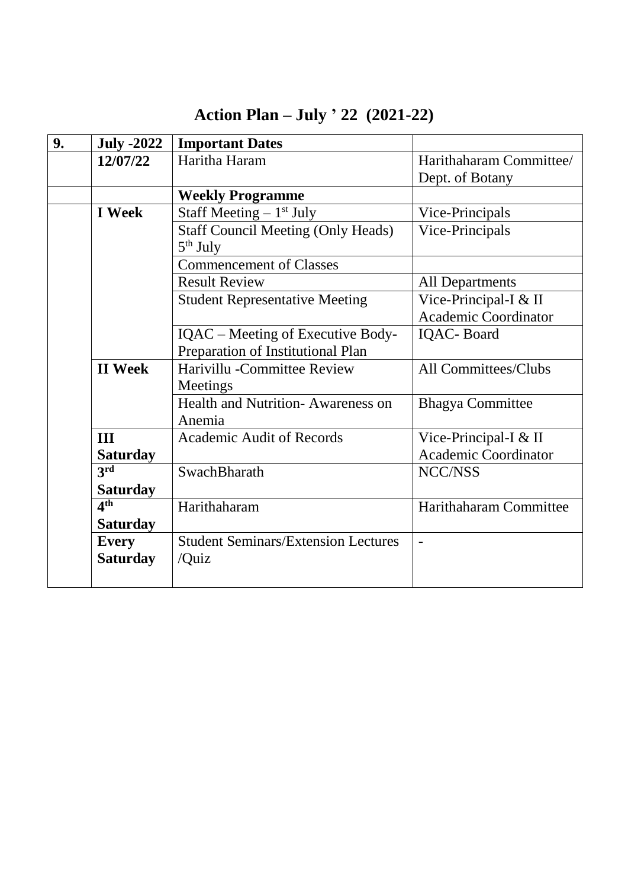# Action Plan – July ' 22 (2021-22)

| 9. | July -2022 | Important Dates | |
|---|---|---|---|
| | 12/07/22 | Haritha Haram | Harithaharam Committee/ Dept. of Botany |
| | | **Weekly Programme** | |
| | **I Week** | Staff Meeting – 1st July | Vice-Principals |
| | | Staff Council Meeting (Only Heads) 5th July | Vice-Principals |
| | | Commencement of Classes | |
| | | Result Review | All Departments |
| | | Student Representative Meeting | Vice-Principal-I & II Academic Coordinator |
| | | IQAC – Meeting of Executive Body- Preparation of Institutional Plan | IQAC- Board |
| | **II Week** | Harivillu -Committee Review Meetings | All Committees/Clubs |
| | | Health and Nutrition- Awareness on Anemia | Bhagya Committee |
| | **III Saturday** | Academic Audit of Records | Vice-Principal-I & II Academic Coordinator |
| | **3rd Saturday** | SwachBharath | NCC/NSS |
| | **4th Saturday** | Harithaharam | Harithaharam Committee |
| | **Every Saturday** | Student Seminars/Extension Lectures /Quiz | - |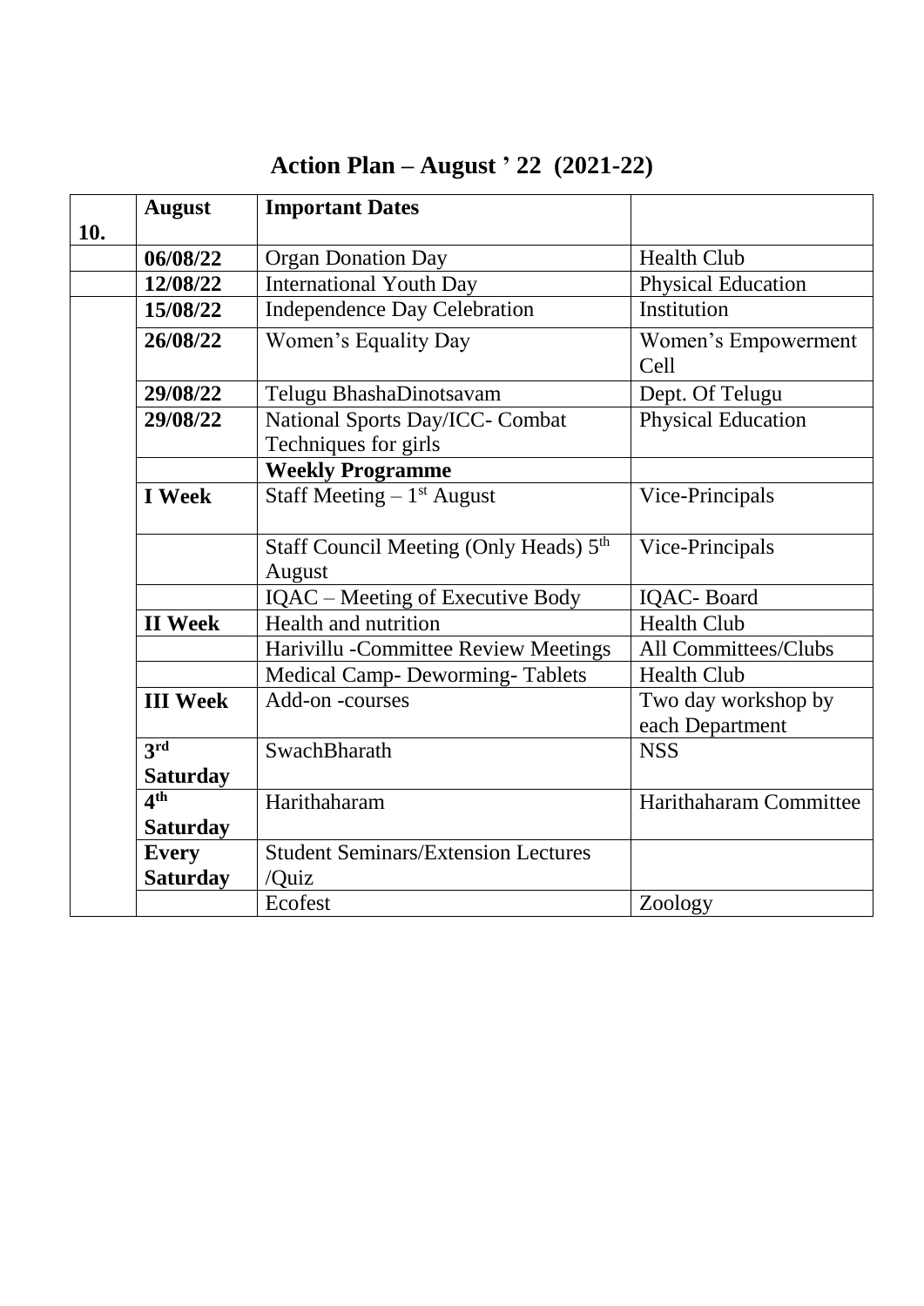# Action Plan – August ' 22 (2021-22)

| 10. | August | Important Dates | |
|---|---|---|---|
| | 06/08/22 | Organ Donation Day | Health Club |
| | 12/08/22 | International Youth Day | Physical Education |
| | 15/08/22 | Independence Day Celebration | Institution |
| | 26/08/22 | Women's Equality Day | Women's Empowerment Cell |
| | 29/08/22 | Telugu BhashaDinotsavam | Dept. Of Telugu |
| | 29/08/22 | National Sports Day/ICC- Combat Techniques for girls | Physical Education |
| | | **Weekly Programme** | |
| | I Week | Staff Meeting – 1st August | Vice-Principals |
| | | Staff Council Meeting (Only Heads) 5th August | Vice-Principals |
| | | IQAC – Meeting of Executive Body | IQAC- Board |
| | II Week | Health and nutrition | Health Club |
| | | Harivillu -Committee Review Meetings | All Committees/Clubs |
| | | Medical Camp- Deworming- Tablets | Health Club |
| | III Week | Add-on -courses | Two day workshop by each Department |
| | 3rd Saturday | SwachBharath | NSS |
| | 4th Saturday | Harithaharam | Harithaharam Committee |
| | Every Saturday | Student Seminars/Extension Lectures /Quiz | |
| | | Ecofest | Zoology |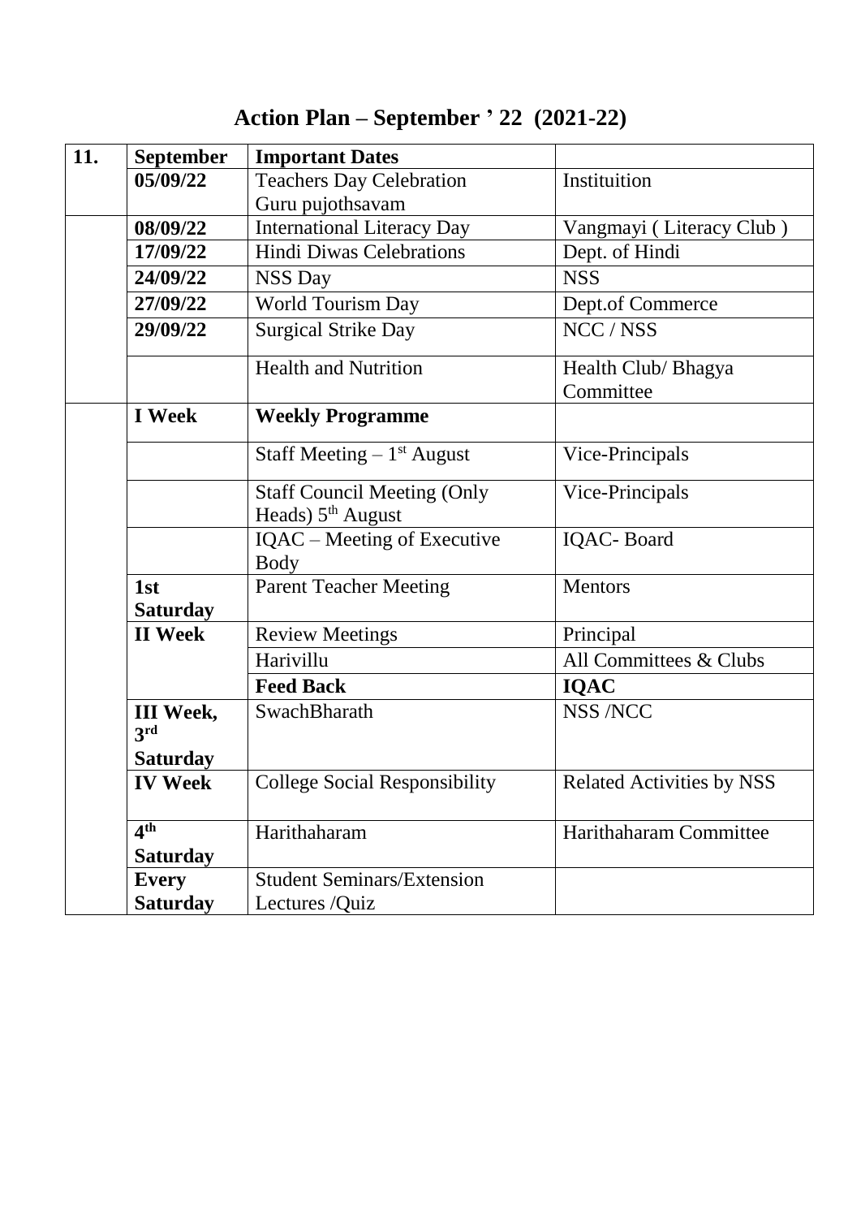# Action Plan – September ' 22 (2021-22)

| 11. | September | Important Dates | |
|---|---|---|---|
| | **05/09/22** | Teachers Day Celebration Guru pujothsavam | Instituition |
| | **08/09/22** | International Literacy Day | Vangmayi ( Literacy Club ) |
| | **17/09/22** | Hindi Diwas Celebrations | Dept. of Hindi |
| | **24/09/22** | NSS Day | NSS |
| | **27/09/22** | World Tourism Day | Dept.of Commerce |
| | **29/09/22** | Surgical Strike Day | NCC / NSS |
| | | Health and Nutrition | Health Club/ Bhagya Committee |
| | **I Week** | **Weekly Programme** | |
| | | Staff Meeting – 1st August | Vice-Principals |
| | | Staff Council Meeting (Only Heads) 5th August | Vice-Principals |
| | | IQAC – Meeting of Executive Body | IQAC- Board |
| | **1st Saturday** | Parent Teacher Meeting | Mentors |
| | **II Week** | Review Meetings | Principal |
| | | Harivillu | All Committees & Clubs |
| | | **Feed Back** | **IQAC** |
| | **III Week, 3rd Saturday** | SwachBharath | NSS /NCC |
| | **IV Week** | College Social Responsibility | Related Activities by NSS |
| | **4th Saturday** | Harithaharam | Harithaharam Committee |
| | **Every Saturday** | Student Seminars/Extension Lectures /Quiz | |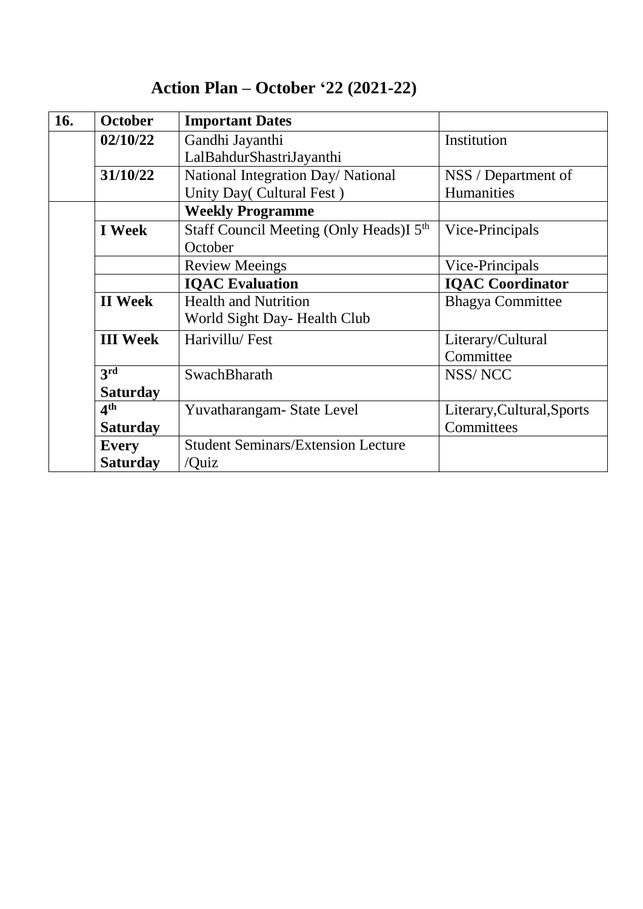# Action Plan – October '22 (2021-22)

| 16. | October | Important Dates | |
|---|---|---|---|
| | 02/10/22 | Gandhi Jayanthi LalBahdurShastriJayanthi | Institution |
| | 31/10/22 | National Integration Day/ National Unity Day( Cultural Fest ) | NSS / Department of Humanities |
| | | **Weekly Programme** | |
| | **I Week** | Staff Council Meeting (Only Heads)I 5th October | Vice-Principals |
| | | Review Meeings | Vice-Principals |
| | | **IQAC Evaluation** | **IQAC Coordinator** |
| | **II Week** | Health and Nutrition World Sight Day- Health Club | Bhagya Committee |
| | **III Week** | Harivillu/ Fest | Literary/Cultural Committee |
| | **3rd Saturday** | SwachBharath | NSS/ NCC |
| | **4th Saturday** | Yuvatharangam- State Level | Literary,Cultural,Sports Committees |
| | **Every Saturday** | Student Seminars/Extension Lecture /Quiz | |